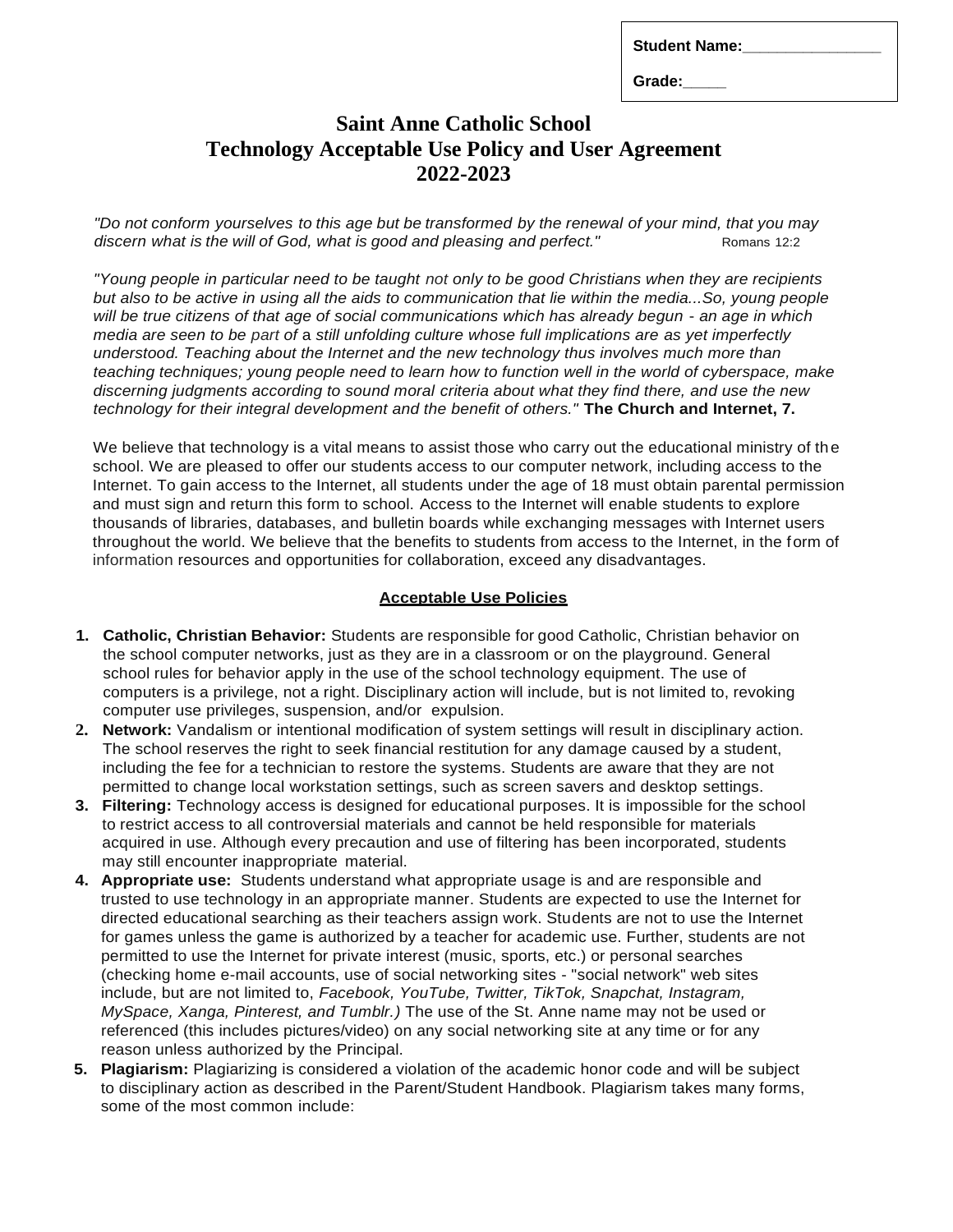Student Name:________________

Grade:_____

# Saint Anne Catholic School
# Technology Acceptable Use Policy and User Agreement
# 2022-2023

*"Do not conform yourselves to this age but be transformed by the renewal of your mind, that you may discern what is the will of God, what is good and pleasing and perfect."* Romans 12:2

*"Young people in particular need to be taught not only to be good Christians when they are recipients but also to be active in using all the aids to communication that lie within the media...So, young people will be true citizens of that age of social communications which has already begun - an age in which media are seen to be part of a still unfolding culture whose full implications are as yet imperfectly understood. Teaching about the Internet and the new technology thus involves much more than teaching techniques; young people need to learn how to function well in the world of cyberspace, make discerning judgments according to sound moral criteria about what they find there, and use the new technology for their integral development and the benefit of others."* **The Church and Internet, 7.**

We believe that technology is a vital means to assist those who carry out the educational ministry of the school. We are pleased to offer our students access to our computer network, including access to the Internet. To gain access to the Internet, all students under the age of 18 must obtain parental permission and must sign and return this form to school. Access to the Internet will enable students to explore thousands of libraries, databases, and bulletin boards while exchanging messages with Internet users throughout the world. We believe that the benefits to students from access to the Internet, in the form of information resources and opportunities for collaboration, exceed any disadvantages.

## Acceptable Use Policies

1. **Catholic, Christian Behavior:** Students are responsible for good Catholic, Christian behavior on the school computer networks, just as they are in a classroom or on the playground. General school rules for behavior apply in the use of the school technology equipment. The use of computers is a privilege, not a right. Disciplinary action will include, but is not limited to, revoking computer use privileges, suspension, and/or expulsion.
2. **Network:** Vandalism or intentional modification of system settings will result in disciplinary action. The school reserves the right to seek financial restitution for any damage caused by a student, including the fee for a technician to restore the systems. Students are aware that they are not permitted to change local workstation settings, such as screen savers and desktop settings.
3. **Filtering:** Technology access is designed for educational purposes. It is impossible for the school to restrict access to all controversial materials and cannot be held responsible for materials acquired in use. Although every precaution and use of filtering has been incorporated, students may still encounter inappropriate material.
4. **Appropriate use:** Students understand what appropriate usage is and are responsible and trusted to use technology in an appropriate manner. Students are expected to use the Internet for directed educational searching as their teachers assign work. Students are not to use the Internet for games unless the game is authorized by a teacher for academic use. Further, students are not permitted to use the Internet for private interest (music, sports, etc.) or personal searches (checking home e-mail accounts, use of social networking sites - "social network" web sites include, but are not limited to, *Facebook, YouTube, Twitter, TikTok, Snapchat, Instagram, MySpace, Xanga, Pinterest, and Tumblr.)* The use of the St. Anne name may not be used or referenced (this includes pictures/video) on any social networking site at any time or for any reason unless authorized by the Principal.
5. **Plagiarism:** Plagiarizing is considered a violation of the academic honor code and will be subject to disciplinary action as described in the Parent/Student Handbook. Plagiarism takes many forms, some of the most common include: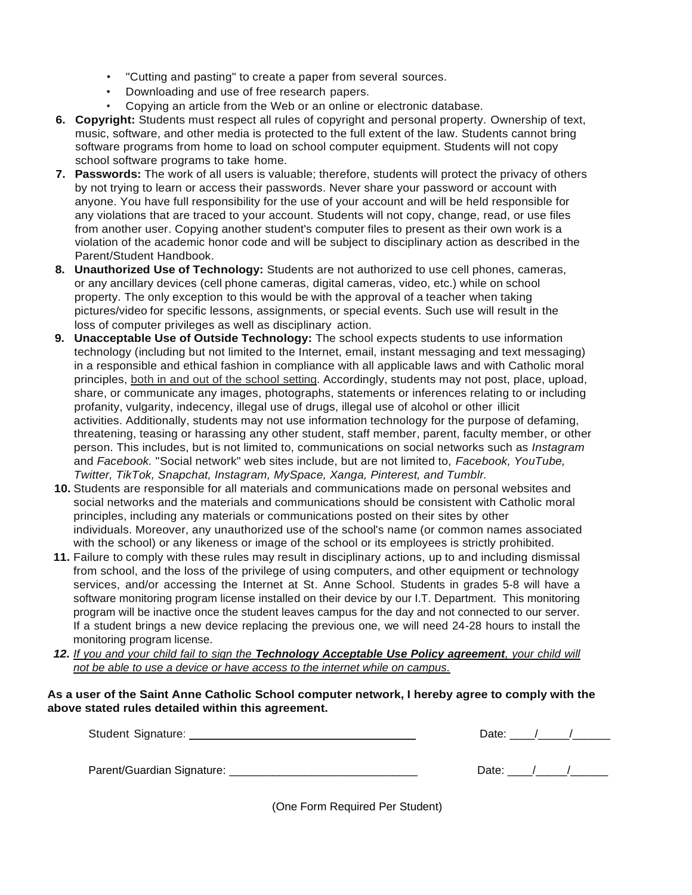- "Cutting and pasting" to create a paper from several sources.
- Downloading and use of free research papers.
- Copying an article from the Web or an online or electronic database.

6. **Copyright:** Students must respect all rules of copyright and personal property. Ownership of text, music, software, and other media is protected to the full extent of the law. Students cannot bring software programs from home to load on school computer equipment. Students will not copy school software programs to take home.
7. **Passwords:** The work of all users is valuable; therefore, students will protect the privacy of others by not trying to learn or access their passwords. Never share your password or account with anyone. You have full responsibility for the use of your account and will be held responsible for any violations that are traced to your account. Students will not copy, change, read, or use files from another user. Copying another student's computer files to present as their own work is a violation of the academic honor code and will be subject to disciplinary action as described in the Parent/Student Handbook.
8. **Unauthorized Use of Technology:** Students are not authorized to use cell phones, cameras, or any ancillary devices (cell phone cameras, digital cameras, video, etc.) while on school property. The only exception to this would be with the approval of a teacher when taking pictures/video for specific lessons, assignments, or special events. Such use will result in the loss of computer privileges as well as disciplinary action.
9. **Unacceptable Use of Outside Technology:** The school expects students to use information technology (including but not limited to the Internet, email, instant messaging and text messaging) in a responsible and ethical fashion in compliance with all applicable laws and with Catholic moral principles, <u>both in and out of the school setting</u>. Accordingly, students may not post, place, upload, share, or communicate any images, photographs, statements or inferences relating to or including profanity, vulgarity, indecency, illegal use of drugs, illegal use of alcohol or other illicit activities. Additionally, students may not use information technology for the purpose of defaming, threatening, teasing or harassing any other student, staff member, parent, faculty member, or other person. This includes, but is not limited to, communications on social networks such as *Instagram* and *Facebook.* "Social network" web sites include, but are not limited to, *Facebook, YouTube, Twitter, TikTok, Snapchat, Instagram, MySpace, Xanga, Pinterest, and Tumblr.*
10. Students are responsible for all materials and communications made on personal websites and social networks and the materials and communications should be consistent with Catholic moral principles, including any materials or communications posted on their sites by other individuals. Moreover, any unauthorized use of the school's name (or common names associated with the school) or any likeness or image of the school or its employees is strictly prohibited.
11. Failure to comply with these rules may result in disciplinary actions, up to and including dismissal from school, and the loss of the privilege of using computers, and other equipment or technology services, and/or accessing the Internet at St. Anne School. Students in grades 5-8 will have a software monitoring program license installed on their device by our I.T. Department. This monitoring program will be inactive once the student leaves campus for the day and not connected to our server. If a student brings a new device replacing the previous one, we will need 24-28 hours to install the monitoring program license.
12. <u>*If you and your child fail to sign the **Technology Acceptable Use Policy agreement**, your child will not be able to use a device or have access to the internet while on campus.*</u>

**As a user of the Saint Anne Catholic School computer network, I hereby agree to comply with the above stated rules detailed within this agreement.**

Student Signature: ____________________________________ Date: ____/_____/______

Parent/Guardian Signature: ______________________________ Date: ____/_____/______

(One Form Required Per Student)